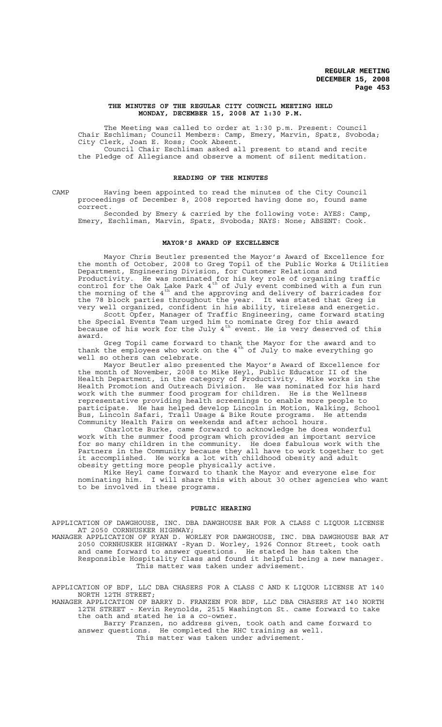# THE MINUTES OF THE REGULAR CITY COUNCIL MEETING HELD MONDAY, DECEMBER 15, 2008 AT 1:30 P.M.

The Meeting was called to order at 1:30 p.m. Present: Council Chair Eschliman; Council Members: Camp, Emery, Marvin, Spatz, Svoboda; City Clerk, Joan E. Ross; Cook Absent.

Council Chair Eschliman asked all present to stand and recite the Pledge of Allegiance and observe a moment of silent meditation.

## READING OF THE MINUTES

CAMP Having been appointed to read the minutes of the City Council proceedings of December 8, 2008 reported having done so, found same correct.

Seconded by Emery & carried by the following vote: AYES: Camp, Emery, Eschliman, Marvin, Spatz, Svoboda; NAYS: None; ABSENT: Cook.

## MAYOR'S AWARD OF EXCELLENCE

Mayor Chris Beutler presented the Mayor's Award of Excellence for the month of October, 2008 to Greg Topil of the Public Works & Utilities Department, Engineering Division, for Customer Relations and Productivity. He was nominated for his key role of organizing traffic control for the Oak Lake Park 4th of July event combined with a fun run the morning of the 4th and the approving and delivery of barricades for the 78 block parties throughout the year. It was stated that Greg is very well organized, confident in his ability, tireless and energetic.

Scott Opfer, Manager of Traffic Engineering, came forward stating the Special Events Team urged him to nominate Greg for this award because of his work for the July 4th event. He is very deserved of this award.

Greg Topil came forward to thank the Mayor for the award and to thank the employees who work on the 4th of July to make everything go well so others can celebrate.

Mayor Beutler also presented the Mayor's Award of Excellence for the month of November, 2008 to Mike Heyl, Public Educator II of the Health Department, in the category of Productivity. Mike works in the Health Promotion and Outreach Division. He was nominated for his hard work with the summer food program for children. He is the Wellness representative providing health screenings to enable more people to participate. He has helped develop Lincoln in Motion, Walking, School Bus, Lincoln Safari, Trail Usage & Bike Route programs. He attends Community Health Fairs on weekends and after school hours.

Charlotte Burke, came forward to acknowledge he does wonderful work with the summer food program which provides an important service for so many children in the community. He does fabulous work with the Partners in the Community because they all have to work together to get it accomplished. He works a lot with childhood obesity and adult obesity getting more people physically active.

Mike Heyl came forward to thank the Mayor and everyone else for nominating him. I will share this with about 30 other agencies who want to be involved in these programs.

## PUBLIC HEARING

APPLICATION OF DAWGHOUSE, INC. DBA DAWGHOUSE BAR FOR A CLASS C LIQUOR LICENSE AT 2050 CORNHUSKER HIGHWAY;

MANAGER APPLICATION OF RYAN D. WORLEY FOR DAWGHOUSE, INC. DBA DAWGHOUSE BAR AT 2050 CORNHUSKER HIGHWAY -Ryan D. Worley, 1926 Connor Street, took oath and came forward to answer questions. He stated he has taken the Responsible Hospitality Class and found it helpful being a new manager.

This matter was taken under advisement.

APPLICATION OF BDF, LLC DBA CHASERS FOR A CLASS C AND K LIQUOR LICENSE AT 140 NORTH 12TH STREET;

MANAGER APPLICATION OF BARRY D. FRANZEN FOR BDF, LLC DBA CHASERS AT 140 NORTH 12TH STREET - Kevin Reynolds, 2515 Washington St. came forward to take the oath and stated he is a co-owner.

Barry Franzen, no address given, took oath and came forward to answer questions. He completed the RHC training as well.

This matter was taken under advisement.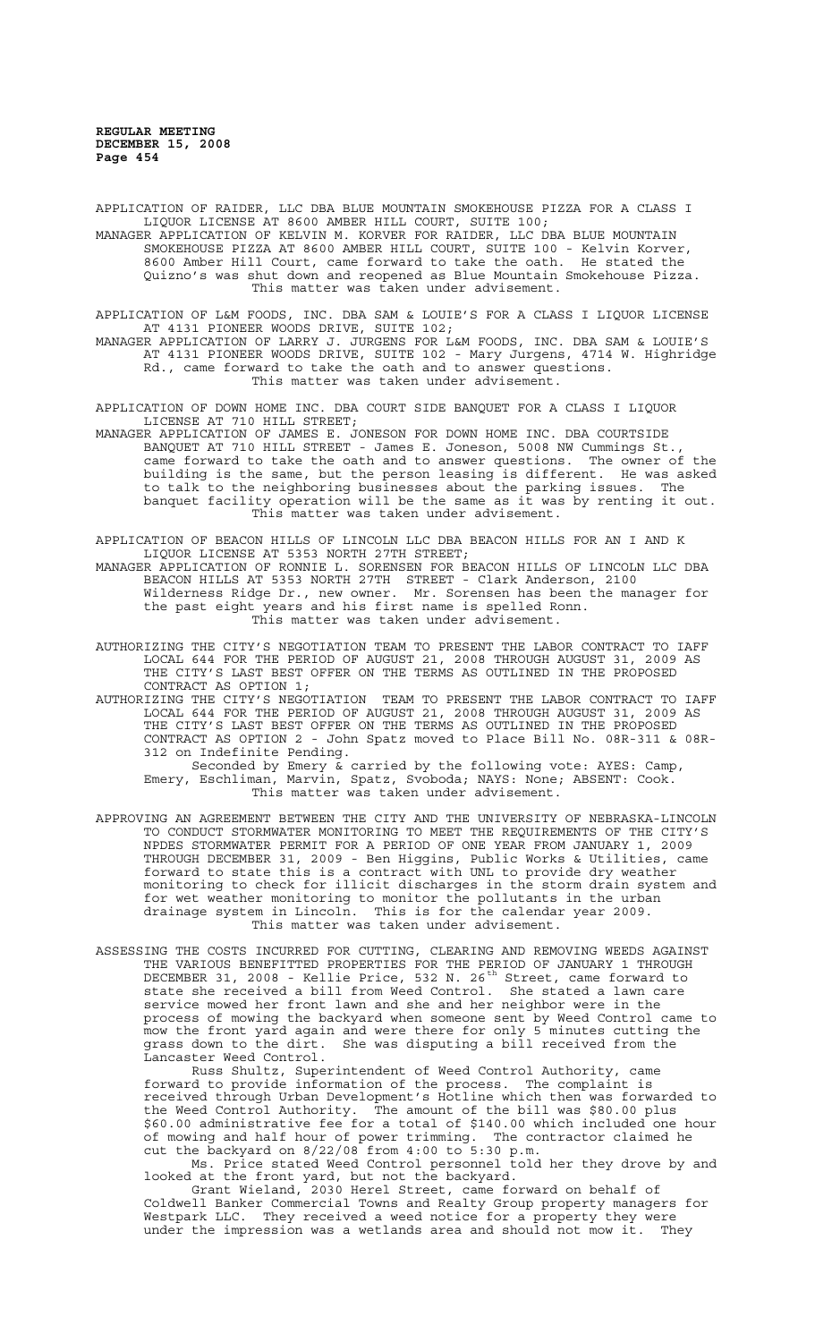APPLICATION OF RAIDER, LLC DBA BLUE MOUNTAIN SMOKEHOUSE PIZZA FOR A CLASS I LIQUOR LICENSE AT 8600 AMBER HILL COURT, SUITE 100;

MANAGER APPLICATION OF KELVIN M. KORVER FOR RAIDER, LLC DBA BLUE MOUNTAIN SMOKEHOUSE PIZZA AT 8600 AMBER HILL COURT, SUITE 100 - Kelvin Korver, 8600 Amber Hill Court, came forward to take the oath. He stated the Quizno's was shut down and reopened as Blue Mountain Smokehouse Pizza. This matter was taken under advisement.

APPLICATION OF L&M FOODS, INC. DBA SAM & LOUIE'S FOR A CLASS I LIQUOR LICENSE AT 4131 PIONEER WOODS DRIVE, SUITE 102;

MANAGER APPLICATION OF LARRY J. JURGENS FOR L&M FOODS, INC. DBA SAM & LOUIE'S AT 4131 PIONEER WOODS DRIVE, SUITE 102 - Mary Jurgens, 4714 W. Highridge Rd., came forward to take the oath and to answer questions. This matter was taken under advisement.

APPLICATION OF DOWN HOME INC. DBA COURT SIDE BANQUET FOR A CLASS I LIQUOR LICENSE AT 710 HILL STREET;

MANAGER APPLICATION OF JAMES E. JONESON FOR DOWN HOME INC. DBA COURTSIDE BANQUET AT 710 HILL STREET - James E. Joneson, 5008 NW Cummings St., came forward to take the oath and to answer questions. The owner of the building is the same, but the person leasing is different. He was asked to talk to the neighboring businesses about the parking issues. The banquet facility operation will be the same as it was by renting it out. This matter was taken under advisement.

APPLICATION OF BEACON HILLS OF LINCOLN LLC DBA BEACON HILLS FOR AN I AND K LIQUOR LICENSE AT 5353 NORTH 27TH STREET;

MANAGER APPLICATION OF RONNIE L. SORENSEN FOR BEACON HILLS OF LINCOLN LLC DBA BEACON HILLS AT 5353 NORTH 27TH STREET - Clark Anderson, 2100 Wilderness Ridge Dr., new owner. Mr. Sorensen has been the manager for the past eight years and his first name is spelled Ronn. This matter was taken under advisement.

AUTHORIZING THE CITY'S NEGOTIATION TEAM TO PRESENT THE LABOR CONTRACT TO IAFF LOCAL 644 FOR THE PERIOD OF AUGUST 21, 2008 THROUGH AUGUST 31, 2009 AS THE CITY'S LAST BEST OFFER ON THE TERMS AS OUTLINED IN THE PROPOSED CONTRACT AS OPTION 1;

AUTHORIZING THE CITY'S NEGOTIATION TEAM TO PRESENT THE LABOR CONTRACT TO IAFF LOCAL 644 FOR THE PERIOD OF AUGUST 21, 2008 THROUGH AUGUST 31, 2009 AS THE CITY'S LAST BEST OFFER ON THE TERMS AS OUTLINED IN THE PROPOSED CONTRACT AS OPTION 2 - John Spatz moved to Place Bill No. 08R-311 & 08R-312 on Indefinite Pending.

Seconded by Emery & carried by the following vote: AYES: Camp, Emery, Eschliman, Marvin, Spatz, Svoboda; NAYS: None; ABSENT: Cook. This matter was taken under advisement.

APPROVING AN AGREEMENT BETWEEN THE CITY AND THE UNIVERSITY OF NEBRASKA-LINCOLN TO CONDUCT STORMWATER MONITORING TO MEET THE REQUIREMENTS OF THE CITY'S NPDES STORMWATER PERMIT FOR A PERIOD OF ONE YEAR FROM JANUARY 1, 2009 THROUGH DECEMBER 31, 2009 - Ben Higgins, Public Works & Utilities, came forward to state this is a contract with UNL to provide dry weather monitoring to check for illicit discharges in the storm drain system and for wet weather monitoring to monitor the pollutants in the urban drainage system in Lincoln. This is for the calendar year 2009. This matter was taken under advisement.

ASSESSING THE COSTS INCURRED FOR CUTTING, CLEARING AND REMOVING WEEDS AGAINST THE VARIOUS BENEFITTED PROPERTIES FOR THE PERIOD OF JANUARY 1 THROUGH DECEMBER 31, 2008 - Kellie Price, 532 N. 26th Street, came forward to state she received a bill from Weed Control. She stated a lawn care service mowed her front lawn and she and her neighbor were in the process of mowing the backyard when someone sent by Weed Control came to mow the front yard again and were there for only 5 minutes cutting the grass down to the dirt. She was disputing a bill received from the Lancaster Weed Control.

Russ Shultz, Superintendent of Weed Control Authority, came forward to provide information of the process. The complaint is received through Urban Development's Hotline which then was forwarded to the Weed Control Authority. The amount of the bill was $80.00 plus $60.00 administrative fee for a total of $140.00 which included one hour of mowing and half hour of power trimming. The contractor claimed he cut the backyard on 8/22/08 from 4:00 to 5:30 p.m.

Ms. Price stated Weed Control personnel told her they drove by and looked at the front yard, but not the backyard.

Grant Wieland, 2030 Herel Street, came forward on behalf of Coldwell Banker Commercial Towns and Realty Group property managers for Westpark LLC. They received a weed notice for a property they were under the impression was a wetlands area and should not mow it. They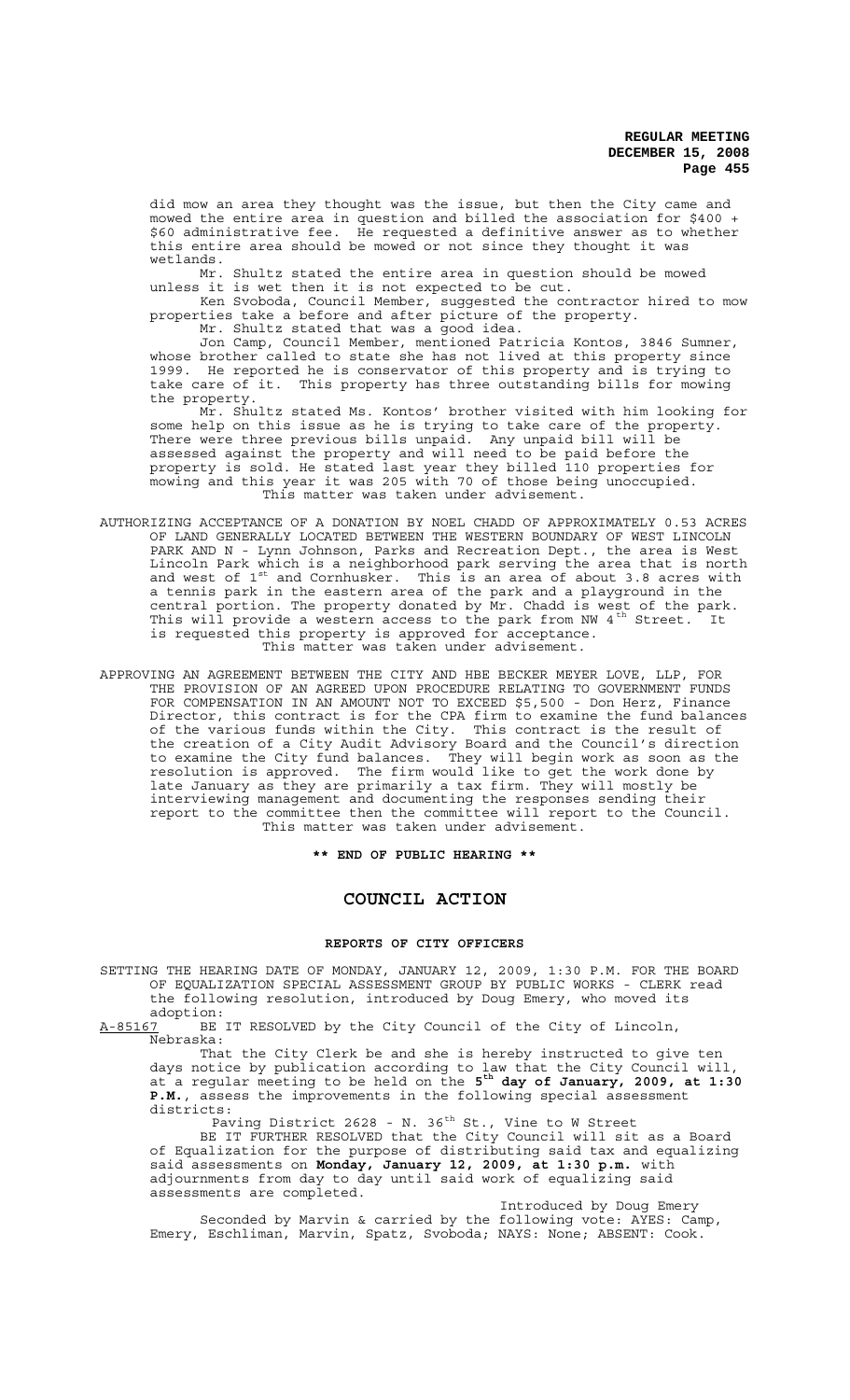did mow an area they thought was the issue, but then the City came and mowed the entire area in question and billed the association for $400 + $60 administrative fee. He requested a definitive answer as to whether this entire area should be mowed or not since they thought it was wetlands.

Mr. Shultz stated the entire area in question should be mowed unless it is wet then it is not expected to be cut.

Ken Svoboda, Council Member, suggested the contractor hired to mow properties take a before and after picture of the property.

Mr. Shultz stated that was a good idea.

Jon Camp, Council Member, mentioned Patricia Kontos, 3846 Sumner, whose brother called to state she has not lived at this property since 1999. He reported he is conservator of this property and is trying to take care of it. This property has three outstanding bills for mowing the property.

Mr. Shultz stated Ms. Kontos' brother visited with him looking for some help on this issue as he is trying to take care of the property. There were three previous bills unpaid. Any unpaid bill will be assessed against the property and will need to be paid before the property is sold. He stated last year they billed 110 properties for mowing and this year it was 205 with 70 of those being unoccupied.

This matter was taken under advisement.

AUTHORIZING ACCEPTANCE OF A DONATION BY NOEL CHADD OF APPROXIMATELY 0.53 ACRES OF LAND GENERALLY LOCATED BETWEEN THE WESTERN BOUNDARY OF WEST LINCOLN PARK AND N - Lynn Johnson, Parks and Recreation Dept., the area is West Lincoln Park which is a neighborhood park serving the area that is north and west of 1st and Cornhusker. This is an area of about 3.8 acres with a tennis park in the eastern area of the park and a playground in the central portion. The property donated by Mr. Chadd is west of the park. This will provide a western access to the park from NW 4th Street. It is requested this property is approved for acceptance.

This matter was taken under advisement.

APPROVING AN AGREEMENT BETWEEN THE CITY AND HBE BECKER MEYER LOVE, LLP, FOR THE PROVISION OF AN AGREED UPON PROCEDURE RELATING TO GOVERNMENT FUNDS FOR COMPENSATION IN AN AMOUNT NOT TO EXCEED $5,500 - Don Herz, Finance Director, this contract is for the CPA firm to examine the fund balances of the various funds within the City. This contract is the result of the creation of a City Audit Advisory Board and the Council's direction to examine the City fund balances. They will begin work as soon as the resolution is approved. The firm would like to get the work done by late January as they are primarily a tax firm. They will mostly be interviewing management and documenting the responses sending their report to the committee then the committee will report to the Council.

This matter was taken under advisement.

**\*\* END OF PUBLIC HEARING \*\***

# COUNCIL ACTION

## REPORTS OF CITY OFFICERS

SETTING THE HEARING DATE OF MONDAY, JANUARY 12, 2009, 1:30 P.M. FOR THE BOARD OF EQUALIZATION SPECIAL ASSESSMENT GROUP BY PUBLIC WORKS - CLERK read the following resolution, introduced by Doug Emery, who moved its adoption:

A-85167 BE IT RESOLVED by the City Council of the City of Lincoln, Nebraska:

That the City Clerk be and she is hereby instructed to give ten days notice by publication according to law that the City Council will, at a regular meeting to be held on the **5th day of January, 2009, at 1:30 P.M.**, assess the improvements in the following special assessment districts:

Paving District 2628 - N. 36th St., Vine to W Street

BE IT FURTHER RESOLVED that the City Council will sit as a Board of Equalization for the purpose of distributing said tax and equalizing said assessments on **Monday, January 12, 2009, at 1:30 p.m.** with adjournments from day to day until said work of equalizing said assessments are completed.

Introduced by Doug Emery

Seconded by Marvin & carried by the following vote: AYES: Camp, Emery, Eschliman, Marvin, Spatz, Svoboda; NAYS: None; ABSENT: Cook.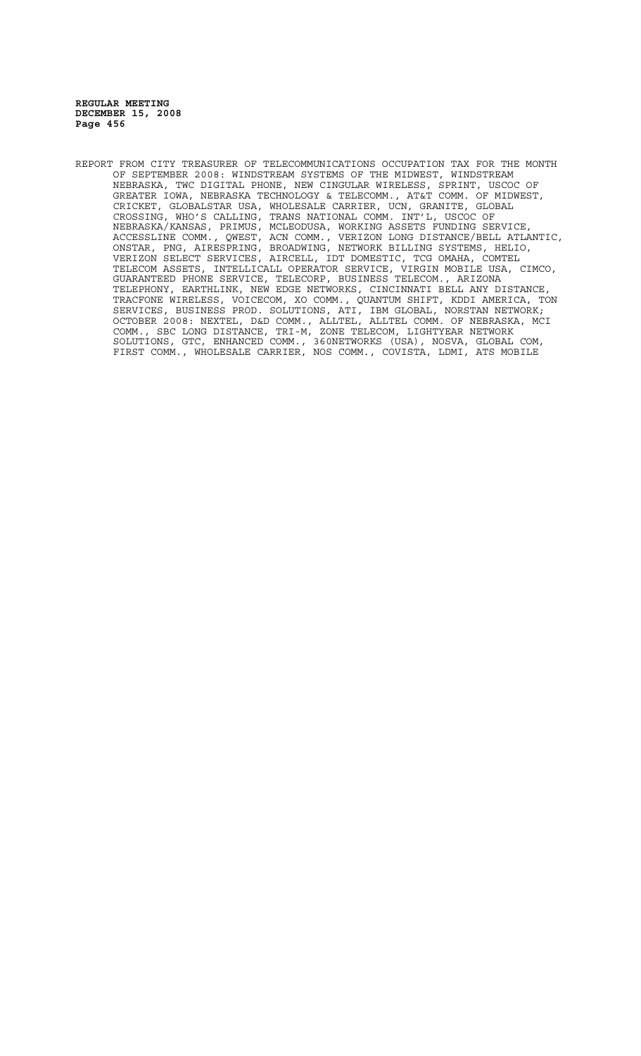REPORT FROM CITY TREASURER OF TELECOMMUNICATIONS OCCUPATION TAX FOR THE MONTH OF SEPTEMBER 2008: WINDSTREAM SYSTEMS OF THE MIDWEST, WINDSTREAM NEBRASKA, TWC DIGITAL PHONE, NEW CINGULAR WIRELESS, SPRINT, USCOC OF GREATER IOWA, NEBRASKA TECHNOLOGY & TELECOMM., AT&T COMM. OF MIDWEST, CRICKET, GLOBALSTAR USA, WHOLESALE CARRIER, UCN, GRANITE, GLOBAL CROSSING, WHO'S CALLING, TRANS NATIONAL COMM. INT'L, USCOC OF NEBRASKA/KANSAS, PRIMUS, MCLEODUSA, WORKING ASSETS FUNDING SERVICE, ACCESSLINE COMM., QWEST, ACN COMM., VERIZON LONG DISTANCE/BELL ATLANTIC, ONSTAR, PNG, AIRESPRING, BROADWING, NETWORK BILLING SYSTEMS, HELIO, VERIZON SELECT SERVICES, AIRCELL, IDT DOMESTIC, TCG OMAHA, COMTEL TELECOM ASSETS, INTELLICALL OPERATOR SERVICE, VIRGIN MOBILE USA, CIMCO, GUARANTEED PHONE SERVICE, TELECORP, BUSINESS TELECOM., ARIZONA TELEPHONY, EARTHLINK, NEW EDGE NETWORKS, CINCINNATI BELL ANY DISTANCE, TRACFONE WIRELESS, VOICECOM, XO COMM., QUANTUM SHIFT, KDDI AMERICA, TON SERVICES, BUSINESS PROD. SOLUTIONS, ATI, IBM GLOBAL, NORSTAN NETWORK; OCTOBER 2008: NEXTEL, D&D COMM., ALLTEL, ALLTEL COMM. OF NEBRASKA, MCI COMM., SBC LONG DISTANCE, TRI-M, ZONE TELECOM, LIGHTYEAR NETWORK SOLUTIONS, GTC, ENHANCED COMM., 360NETWORKS (USA), NOSVA, GLOBAL COM, FIRST COMM., WHOLESALE CARRIER, NOS COMM., COVISTA, LDMI, ATS MOBILE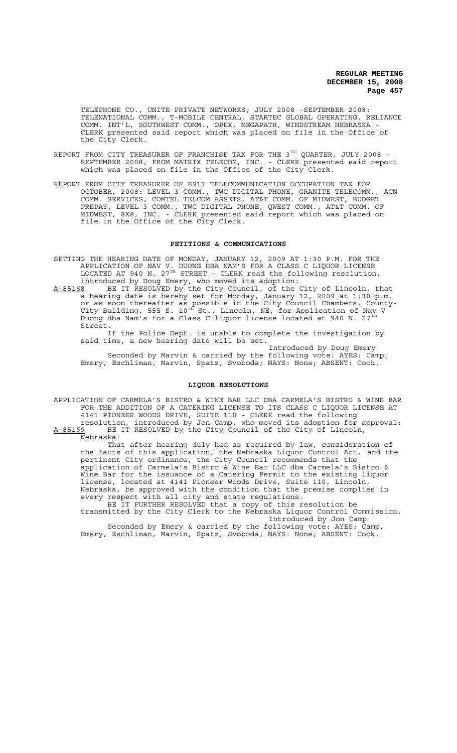TELEPHONE CO., UNITE PRIVATE NETWORKS; JULY 2008 -SEPTEMBER 2008: TELENATIONAL COMM., T-MOBILE CENTRAL, STARTEC GLOBAL OPERATING, RELIANCE COMM. INT'L, SOUTHWEST COMM., OPEX, MEGAPATH, WINDSTREAM NEBRASKA - CLERK presented said report which was placed on file in the Office of the City Clerk.

REPORT FROM CITY TREASURER OF FRANCHISE TAX FOR THE 3[RD] QUARTER, JULY 2008 - SEPTEMBER 2008, FROM MATRIX TELECOM, INC. - CLERK presented said report which was placed on file in the Office of the City Clerk.

REPORT FROM CITY TREASURER OF E911 TELECOMMUNICATION OCCUPATION TAX FOR OCTOBER, 2008: LEVEL 3 COMM., TWC DIGITAL PHONE, GRANITE TELECOMM., ACN COMM. SERVICES, COMTEL TELCOM ASSETS, AT&T COMM. OF MIDWEST, BUDGET PREPAY, LEVEL 3 COMM., TWC DIGITAL PHONE, QWEST COMM., AT&T COMM. OF MIDWEST, 8X8, INC. - CLERK presented said report which was placed on file in the Office of the City Clerk.

## PETITIONS & COMMUNICATIONS

SETTING THE HEARING DATE OF MONDAY, JANUARY 12, 2009 AT 1:30 P.M. FOR THE APPLICATION OF NAV V. DUONG DBA NAM'S FOR A CLASS C LIQUOR LICENSE LOCATED AT 940 N. 27[TH] STREET - CLERK read the following resolution, introduced by Doug Emery, who moved its adoption:

A-85168 BE IT RESOLVED by the City Council, of the City of Lincoln, that a hearing date is hereby set for Monday, January 12, 2009 at 1:30 p.m. or as soon thereafter as possible in the City Council Chambers, County-City Building, 555 S. 10[th] St., Lincoln, NE, for Application of Nav V Duong dba Nam's for a Class C liquor license located at 940 N. 27[th] Street.

If the Police Dept. is unable to complete the investigation by said time, a new hearing date will be set.

Introduced by Doug Emery

Seconded by Marvin & carried by the following vote: AYES: Camp, Emery, Eschliman, Marvin, Spatz, Svoboda; NAYS: None; ABSENT: Cook.

## LIQUOR RESOLUTIONS

APPLICATION OF CARMELA'S BISTRO & WINE BAR LLC DBA CARMELA'S BISTRO & WINE BAR FOR THE ADDITION OF A CATERING LICENSE TO ITS CLASS C LIQUOR LICENSE AT 4141 PIONEER WOODS DRIVE, SUITE 110 - CLERK read the following resolution, introduced by Jon Camp, who moved its adoption for approval:

A-85169 BE IT RESOLVED by the City Council of the City of Lincoln, Nebraska:

That after hearing duly had as required by law, consideration of the facts of this application, the Nebraska Liquor Control Act, and the pertinent City ordinance, the City Council recommends that the application of Carmela's Bistro & Wine Bar LLC dba Carmela's Bistro & Wine Bar for the issuance of a Catering Permit to the existing liquor license, located at 4141 Pioneer Woods Drive, Suite 110, Lincoln, Nebraska, be approved with the condition that the premise complies in every respect with all city and state regulations.

BE IT FURTHER RESOLVED that a copy of this resolution be transmitted by the City Clerk to the Nebraska Liquor Control Commission.

Introduced by Jon Camp

Seconded by Emery & carried by the following vote: AYES: Camp, Emery, Eschliman, Marvin, Spatz, Svoboda; NAYS: None; ABSENT: Cook.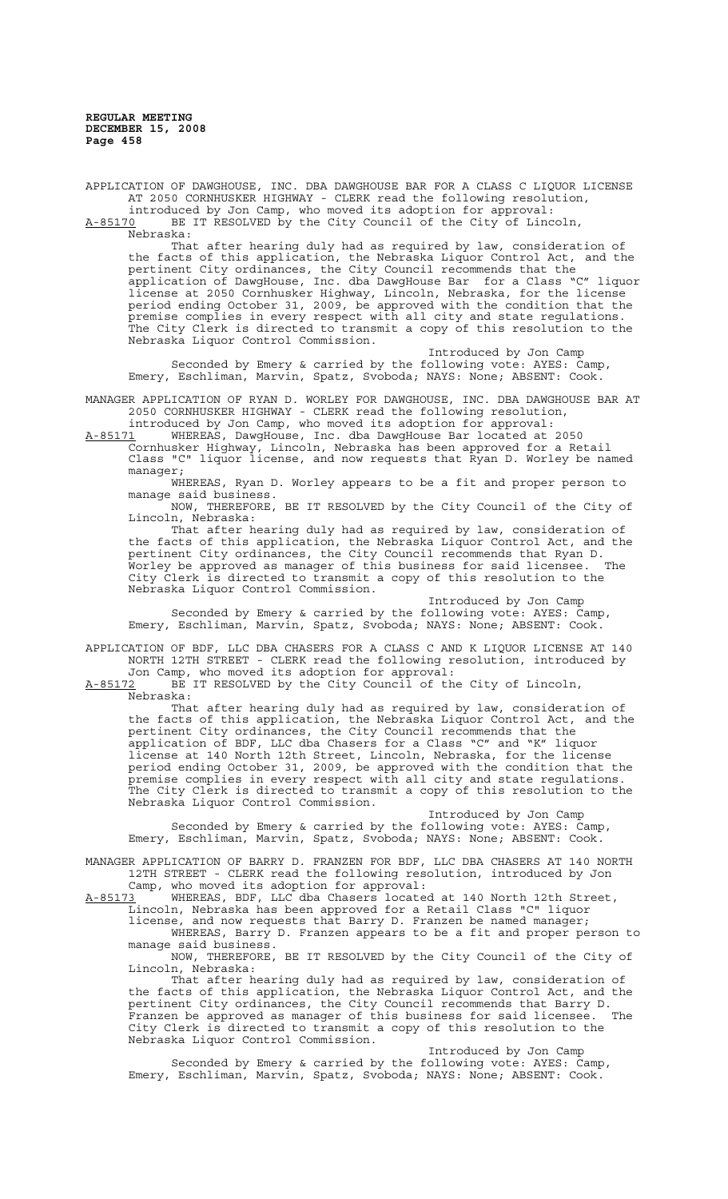APPLICATION OF DAWGHOUSE, INC. DBA DAWGHOUSE BAR FOR A CLASS C LIQUOR LICENSE AT 2050 CORNHUSKER HIGHWAY - CLERK read the following resolution, introduced by Jon Camp, who moved its adoption for approval:

A-85170 BE IT RESOLVED by the City Council of the City of Lincoln, Nebraska:

That after hearing duly had as required by law, consideration of the facts of this application, the Nebraska Liquor Control Act, and the pertinent City ordinances, the City Council recommends that the application of DawgHouse, Inc. dba DawgHouse Bar for a Class "C" liquor license at 2050 Cornhusker Highway, Lincoln, Nebraska, for the license period ending October 31, 2009, be approved with the condition that the premise complies in every respect with all city and state regulations. The City Clerk is directed to transmit a copy of this resolution to the Nebraska Liquor Control Commission.

Introduced by Jon Camp

Seconded by Emery & carried by the following vote: AYES: Camp, Emery, Eschliman, Marvin, Spatz, Svoboda; NAYS: None; ABSENT: Cook.

MANAGER APPLICATION OF RYAN D. WORLEY FOR DAWGHOUSE, INC. DBA DAWGHOUSE BAR AT 2050 CORNHUSKER HIGHWAY - CLERK read the following resolution, introduced by Jon Camp, who moved its adoption for approval:

A-85171 WHEREAS, DawgHouse, Inc. dba DawgHouse Bar located at 2050 Cornhusker Highway, Lincoln, Nebraska has been approved for a Retail Class "C" liquor license, and now requests that Ryan D. Worley be named manager;

WHEREAS, Ryan D. Worley appears to be a fit and proper person to manage said business.

NOW, THEREFORE, BE IT RESOLVED by the City Council of the City of Lincoln, Nebraska:

That after hearing duly had as required by law, consideration of the facts of this application, the Nebraska Liquor Control Act, and the pertinent City ordinances, the City Council recommends that Ryan D. Worley be approved as manager of this business for said licensee. The City Clerk is directed to transmit a copy of this resolution to the Nebraska Liquor Control Commission.

Introduced by Jon Camp

Seconded by Emery & carried by the following vote: AYES: Camp, Emery, Eschliman, Marvin, Spatz, Svoboda; NAYS: None; ABSENT: Cook.

APPLICATION OF BDF, LLC DBA CHASERS FOR A CLASS C AND K LIQUOR LICENSE AT 140 NORTH 12TH STREET - CLERK read the following resolution, introduced by Jon Camp, who moved its adoption for approval:

A-85172 BE IT RESOLVED by the City Council of the City of Lincoln, Nebraska:

That after hearing duly had as required by law, consideration of the facts of this application, the Nebraska Liquor Control Act, and the pertinent City ordinances, the City Council recommends that the application of BDF, LLC dba Chasers for a Class "C" and "K" liquor license at 140 North 12th Street, Lincoln, Nebraska, for the license period ending October 31, 2009, be approved with the condition that the premise complies in every respect with all city and state regulations. The City Clerk is directed to transmit a copy of this resolution to the Nebraska Liquor Control Commission.

Introduced by Jon Camp

Seconded by Emery & carried by the following vote: AYES: Camp, Emery, Eschliman, Marvin, Spatz, Svoboda; NAYS: None; ABSENT: Cook.

MANAGER APPLICATION OF BARRY D. FRANZEN FOR BDF, LLC DBA CHASERS AT 140 NORTH 12TH STREET - CLERK read the following resolution, introduced by Jon Camp, who moved its adoption for approval:

A-85173 WHEREAS, BDF, LLC dba Chasers located at 140 North 12th Street, Lincoln, Nebraska has been approved for a Retail Class "C" liquor license, and now requests that Barry D. Franzen be named manager;

WHEREAS, Barry D. Franzen appears to be a fit and proper person to manage said business.

NOW, THEREFORE, BE IT RESOLVED by the City Council of the City of Lincoln, Nebraska:

That after hearing duly had as required by law, consideration of the facts of this application, the Nebraska Liquor Control Act, and the pertinent City ordinances, the City Council recommends that Barry D. Franzen be approved as manager of this business for said licensee. The City Clerk is directed to transmit a copy of this resolution to the Nebraska Liquor Control Commission.

Introduced by Jon Camp

Seconded by Emery & carried by the following vote: AYES: Camp, Emery, Eschliman, Marvin, Spatz, Svoboda; NAYS: None; ABSENT: Cook.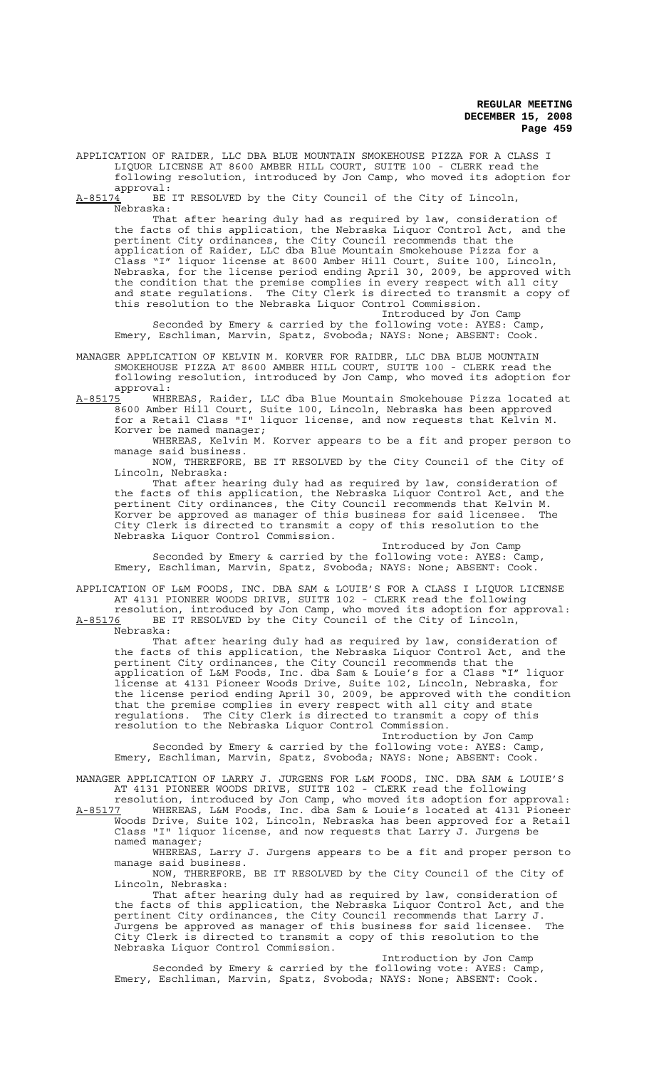APPLICATION OF RAIDER, LLC DBA BLUE MOUNTAIN SMOKEHOUSE PIZZA FOR A CLASS I LIQUOR LICENSE AT 8600 AMBER HILL COURT, SUITE 100 - CLERK read the following resolution, introduced by Jon Camp, who moved its adoption for approval:

A-85174 BE IT RESOLVED by the City Council of the City of Lincoln, Nebraska:

That after hearing duly had as required by law, consideration of the facts of this application, the Nebraska Liquor Control Act, and the pertinent City ordinances, the City Council recommends that the application of Raider, LLC dba Blue Mountain Smokehouse Pizza for a Class "I" liquor license at 8600 Amber Hill Court, Suite 100, Lincoln, Nebraska, for the license period ending April 30, 2009, be approved with the condition that the premise complies in every respect with all city and state regulations. The City Clerk is directed to transmit a copy of this resolution to the Nebraska Liquor Control Commission.

Introduced by Jon Camp

Seconded by Emery & carried by the following vote: AYES: Camp, Emery, Eschliman, Marvin, Spatz, Svoboda; NAYS: None; ABSENT: Cook.

MANAGER APPLICATION OF KELVIN M. KORVER FOR RAIDER, LLC DBA BLUE MOUNTAIN SMOKEHOUSE PIZZA AT 8600 AMBER HILL COURT, SUITE 100 - CLERK read the following resolution, introduced by Jon Camp, who moved its adoption for approval:

A-85175 WHEREAS, Raider, LLC dba Blue Mountain Smokehouse Pizza located at 8600 Amber Hill Court, Suite 100, Lincoln, Nebraska has been approved for a Retail Class "I" liquor license, and now requests that Kelvin M. Korver be named manager;

WHEREAS, Kelvin M. Korver appears to be a fit and proper person to manage said business.

NOW, THEREFORE, BE IT RESOLVED by the City Council of the City of Lincoln, Nebraska:

That after hearing duly had as required by law, consideration of the facts of this application, the Nebraska Liquor Control Act, and the pertinent City ordinances, the City Council recommends that Kelvin M. Korver be approved as manager of this business for said licensee. The City Clerk is directed to transmit a copy of this resolution to the Nebraska Liquor Control Commission.

Introduced by Jon Camp

Seconded by Emery & carried by the following vote: AYES: Camp, Emery, Eschliman, Marvin, Spatz, Svoboda; NAYS: None; ABSENT: Cook.

APPLICATION OF L&M FOODS, INC. DBA SAM & LOUIE'S FOR A CLASS I LIQUOR LICENSE AT 4131 PIONEER WOODS DRIVE, SUITE 102 - CLERK read the following resolution, introduced by Jon Camp, who moved its adoption for approval:

A-85176 BE IT RESOLVED by the City Council of the City of Lincoln, Nebraska:

That after hearing duly had as required by law, consideration of the facts of this application, the Nebraska Liquor Control Act, and the pertinent City ordinances, the City Council recommends that the application of L&M Foods, Inc. dba Sam & Louie's for a Class "I" liquor license at 4131 Pioneer Woods Drive, Suite 102, Lincoln, Nebraska, for the license period ending April 30, 2009, be approved with the condition that the premise complies in every respect with all city and state regulations. The City Clerk is directed to transmit a copy of this resolution to the Nebraska Liquor Control Commission.

Introduction by Jon Camp

Seconded by Emery & carried by the following vote: AYES: Camp, Emery, Eschliman, Marvin, Spatz, Svoboda; NAYS: None; ABSENT: Cook.

MANAGER APPLICATION OF LARRY J. JURGENS FOR L&M FOODS, INC. DBA SAM & LOUIE'S AT 4131 PIONEER WOODS DRIVE, SUITE 102 - CLERK read the following resolution, introduced by Jon Camp, who moved its adoption for approval:

A-85177 WHEREAS, L&M Foods, Inc. dba Sam & Louie's located at 4131 Pioneer Woods Drive, Suite 102, Lincoln, Nebraska has been approved for a Retail Class "I" liquor license, and now requests that Larry J. Jurgens be named manager;

WHEREAS, Larry J. Jurgens appears to be a fit and proper person to manage said business.

NOW, THEREFORE, BE IT RESOLVED by the City Council of the City of Lincoln, Nebraska:

That after hearing duly had as required by law, consideration of the facts of this application, the Nebraska Liquor Control Act, and the pertinent City ordinances, the City Council recommends that Larry J. Jurgens be approved as manager of this business for said licensee. The City Clerk is directed to transmit a copy of this resolution to the Nebraska Liquor Control Commission.

Introduction by Jon Camp

Seconded by Emery & carried by the following vote: AYES: Camp, Emery, Eschliman, Marvin, Spatz, Svoboda; NAYS: None; ABSENT: Cook.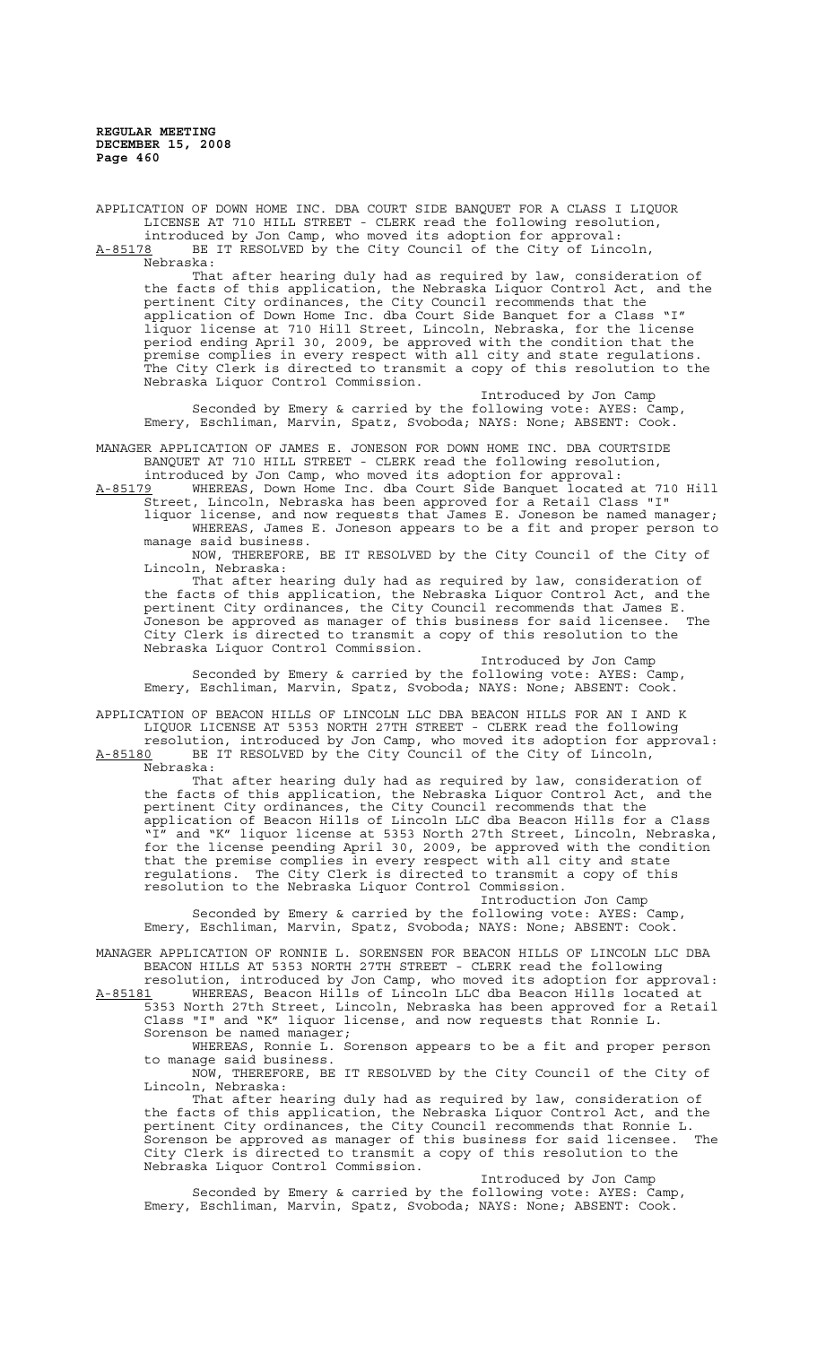APPLICATION OF DOWN HOME INC. DBA COURT SIDE BANQUET FOR A CLASS I LIQUOR LICENSE AT 710 HILL STREET - CLERK read the following resolution, introduced by Jon Camp, who moved its adoption for approval:

A-85178 BE IT RESOLVED by the City Council of the City of Lincoln, Nebraska:

That after hearing duly had as required by law, consideration of the facts of this application, the Nebraska Liquor Control Act, and the pertinent City ordinances, the City Council recommends that the application of Down Home Inc. dba Court Side Banquet for a Class "I" liquor license at 710 Hill Street, Lincoln, Nebraska, for the license period ending April 30, 2009, be approved with the condition that the premise complies in every respect with all city and state regulations. The City Clerk is directed to transmit a copy of this resolution to the Nebraska Liquor Control Commission.

Introduced by Jon Camp

Seconded by Emery & carried by the following vote: AYES: Camp, Emery, Eschliman, Marvin, Spatz, Svoboda; NAYS: None; ABSENT: Cook.

MANAGER APPLICATION OF JAMES E. JONESON FOR DOWN HOME INC. DBA COURTSIDE BANQUET AT 710 HILL STREET - CLERK read the following resolution, introduced by Jon Camp, who moved its adoption for approval:

A-85179 WHEREAS, Down Home Inc. dba Court Side Banquet located at 710 Hill Street, Lincoln, Nebraska has been approved for a Retail Class "I" liquor license, and now requests that James E. Joneson be named manager;

WHEREAS, James E. Joneson appears to be a fit and proper person to manage said business.

NOW, THEREFORE, BE IT RESOLVED by the City Council of the City of Lincoln, Nebraska:

That after hearing duly had as required by law, consideration of the facts of this application, the Nebraska Liquor Control Act, and the pertinent City ordinances, the City Council recommends that James E. Joneson be approved as manager of this business for said licensee. The City Clerk is directed to transmit a copy of this resolution to the Nebraska Liquor Control Commission.

Introduced by Jon Camp

Seconded by Emery & carried by the following vote: AYES: Camp, Emery, Eschliman, Marvin, Spatz, Svoboda; NAYS: None; ABSENT: Cook.

APPLICATION OF BEACON HILLS OF LINCOLN LLC DBA BEACON HILLS FOR AN I AND K LIQUOR LICENSE AT 5353 NORTH 27TH STREET - CLERK read the following resolution, introduced by Jon Camp, who moved its adoption for approval:

A-85180 BE IT RESOLVED by the City Council of the City of Lincoln, Nebraska:

That after hearing duly had as required by law, consideration of the facts of this application, the Nebraska Liquor Control Act, and the pertinent City ordinances, the City Council recommends that the application of Beacon Hills of Lincoln LLC dba Beacon Hills for a Class "I" and "K" liquor license at 5353 North 27th Street, Lincoln, Nebraska, for the license peending April 30, 2009, be approved with the condition that the premise complies in every respect with all city and state regulations. The City Clerk is directed to transmit a copy of this resolution to the Nebraska Liquor Control Commission.

Introduction Jon Camp

Seconded by Emery & carried by the following vote: AYES: Camp, Emery, Eschliman, Marvin, Spatz, Svoboda; NAYS: None; ABSENT: Cook.

MANAGER APPLICATION OF RONNIE L. SORENSEN FOR BEACON HILLS OF LINCOLN LLC DBA BEACON HILLS AT 5353 NORTH 27TH STREET - CLERK read the following resolution, introduced by Jon Camp, who moved its adoption for approval:

A-85181 WHEREAS, Beacon Hills of Lincoln LLC dba Beacon Hills located at 5353 North 27th Street, Lincoln, Nebraska has been approved for a Retail Class "I" and "K" liquor license, and now requests that Ronnie L. Sorenson be named manager;

WHEREAS, Ronnie L. Sorenson appears to be a fit and proper person to manage said business.

NOW, THEREFORE, BE IT RESOLVED by the City Council of the City of Lincoln, Nebraska:

That after hearing duly had as required by law, consideration of the facts of this application, the Nebraska Liquor Control Act, and the pertinent City ordinances, the City Council recommends that Ronnie L. Sorenson be approved as manager of this business for said licensee. The City Clerk is directed to transmit a copy of this resolution to the Nebraska Liquor Control Commission.

Introduced by Jon Camp

Seconded by Emery & carried by the following vote: AYES: Camp, Emery, Eschliman, Marvin, Spatz, Svoboda; NAYS: None; ABSENT: Cook.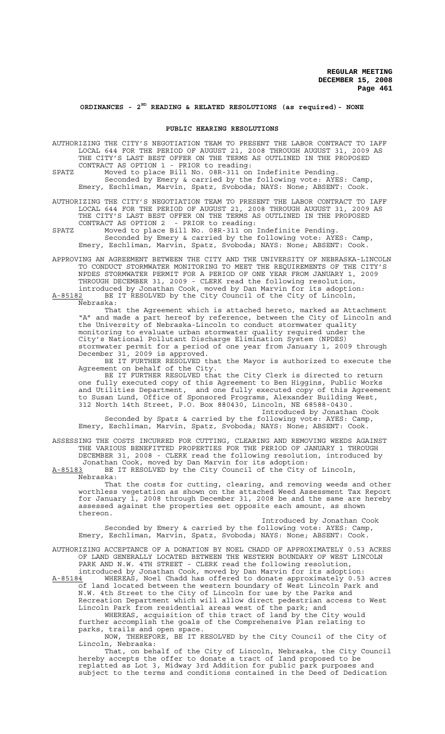**ORDINANCES - 2ND READING & RELATED RESOLUTIONS (as required)- NONE**

**PUBLIC HEARING RESOLUTIONS**

AUTHORIZING THE CITY'S NEGOTIATION TEAM TO PRESENT THE LABOR CONTRACT TO IAFF LOCAL 644 FOR THE PERIOD OF AUGUST 21, 2008 THROUGH AUGUST 31, 2009 AS THE CITY'S LAST BEST OFFER ON THE TERMS AS OUTLINED IN THE PROPOSED CONTRACT AS OPTION 1 - PRIOR to reading:

SPATZ Moved to place Bill No. 08R-311 on Indefinite Pending.

Seconded by Emery & carried by the following vote: AYES: Camp, Emery, Eschliman, Marvin, Spatz, Svoboda; NAYS: None; ABSENT: Cook.

AUTHORIZING THE CITY'S NEGOTIATION TEAM TO PRESENT THE LABOR CONTRACT TO IAFF LOCAL 644 FOR THE PERIOD OF AUGUST 21, 2008 THROUGH AUGUST 31, 2009 AS THE CITY'S LAST BEST OFFER ON THE TERMS AS OUTLINED IN THE PROPOSED CONTRACT AS OPTION 2 - PRIOR to reading:

SPATZ Moved to place Bill No. 08R-311 on Indefinite Pending.

Seconded by Emery & carried by the following vote: AYES: Camp, Emery, Eschliman, Marvin, Spatz, Svoboda; NAYS: None; ABSENT: Cook.

APPROVING AN AGREEMENT BETWEEN THE CITY AND THE UNIVERSITY OF NEBRASKA-LINCOLN TO CONDUCT STORMWATER MONITORING TO MEET THE REQUIREMENTS OF THE CITY'S NPDES STORMWATER PERMIT FOR A PERIOD OF ONE YEAR FROM JANUARY 1, 2009 THROUGH DECEMBER 31, 2009 - CLERK read the following resolution, introduced by Jonathan Cook, moved by Dan Marvin for its adoption:

A-85182 BE IT RESOLVED by the City Council of the City of Lincoln, Nebraska:

That the Agreement which is attached hereto, marked as Attachment "A" and made a part hereof by reference, between the City of Lincoln and the University of Nebraska-Lincoln to conduct stormwater quality monitoring to evaluate urban stormwater quality required under the City's National Pollutant Discharge Elimination System (NPDES) stormwater permit for a period of one year from January 1, 2009 through December 31, 2009 is approved.

BE IT FURTHER RESOLVED that the Mayor is authorized to execute the Agreement on behalf of the City.

BE IT FURTHER RESOLVED that the City Clerk is directed to return one fully executed copy of this Agreement to Ben Higgins, Public Works and Utilities Department, and one fully executed copy of this Agreement to Susan Lund, Office of Sponsored Programs, Alexander Building West, 312 North 14th Street, P.O. Box 880430, Lincoln, NE 68588-0430.

Introduced by Jonathan Cook

Seconded by Spatz & carried by the following vote: AYES: Camp, Emery, Eschliman, Marvin, Spatz, Svoboda; NAYS: None; ABSENT: Cook.

ASSESSING THE COSTS INCURRED FOR CUTTING, CLEARING AND REMOVING WEEDS AGAINST THE VARIOUS BENEFITTED PROPERTIES FOR THE PERIOD OF JANUARY 1 THROUGH DECEMBER 31, 2008 - CLERK read the following resolution, introduced by Jonathan Cook, moved by Dan Marvin for its adoption:

A-85183 BE IT RESOLVED by the City Council of the City of Lincoln, Nebraska:

That the costs for cutting, clearing, and removing weeds and other worthless vegetation as shown on the attached Weed Assessment Tax Report for January 1, 2008 through December 31, 2008 be and the same are hereby assessed against the properties set opposite each amount, as shown thereon.

Introduced by Jonathan Cook

Seconded by Emery & carried by the following vote: AYES: Camp, Emery, Eschliman, Marvin, Spatz, Svoboda; NAYS: None; ABSENT: Cook.

AUTHORIZING ACCEPTANCE OF A DONATION BY NOEL CHADD OF APPROXIMATELY 0.53 ACRES OF LAND GENERALLY LOCATED BETWEEN THE WESTERN BOUNDARY OF WEST LINCOLN PARK AND N.W. 4TH STREET - CLERK read the following resolution, introduced by Jonathan Cook, moved by Dan Marvin for its adoption:

A-85184 WHEREAS, Noel Chadd has offered to donate approximately 0.53 acres of land located between the western boundary of West Lincoln Park and N.W. 4th Street to the City of Lincoln for use by the Parks and Recreation Department which will allow direct pedestrian access to West Lincoln Park from residential areas west of the park; and

WHEREAS, acquisition of this tract of land by the City would further accomplish the goals of the Comprehensive Plan relating to parks, trails and open space.

NOW, THEREFORE, BE IT RESOLVED by the City Council of the City of Lincoln, Nebraska:

That, on behalf of the City of Lincoln, Nebraska, the City Council hereby accepts the offer to donate a tract of land proposed to be replatted as Lot 3, Midway 3rd Addition for public park purposes and subject to the terms and conditions contained in the Deed of Dedication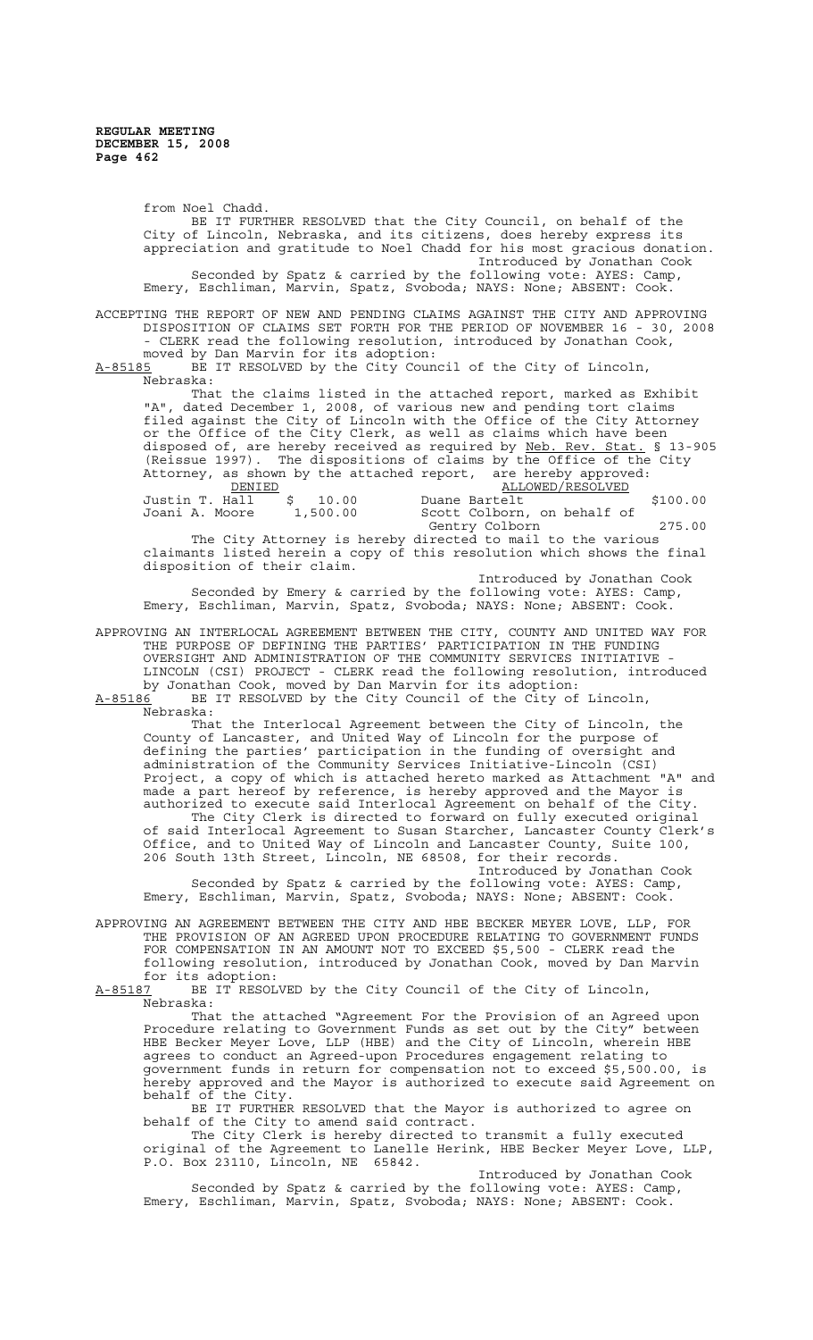from Noel Chadd.

BE IT FURTHER RESOLVED that the City Council, on behalf of the City of Lincoln, Nebraska, and its citizens, does hereby express its appreciation and gratitude to Noel Chadd for his most gracious donation.

Introduced by Jonathan Cook

Seconded by Spatz & carried by the following vote: AYES: Camp, Emery, Eschliman, Marvin, Spatz, Svoboda; NAYS: None; ABSENT: Cook.

ACCEPTING THE REPORT OF NEW AND PENDING CLAIMS AGAINST THE CITY AND APPROVING DISPOSITION OF CLAIMS SET FORTH FOR THE PERIOD OF NOVEMBER 16 - 30, 2008 - CLERK read the following resolution, introduced by Jonathan Cook, moved by Dan Marvin for its adoption:

A-85185 BE IT RESOLVED by the City Council of the City of Lincoln, Nebraska:

That the claims listed in the attached report, marked as Exhibit "A", dated December 1, 2008, of various new and pending tort claims filed against the City of Lincoln with the Office of the City Attorney or the Office of the City Clerk, as well as claims which have been disposed of, are hereby received as required by Neb. Rev. Stat. § 13-905 (Reissue 1997). The dispositions of claims by the Office of the City Attorney, as shown by the attached report, are hereby approved:

| DENIED | | ALLOWED/RESOLVED | |
|---|---|---|---|
| Justin T. Hall | $ 10.00 | Duane Bartelt | $100.00 |
| Joani A. Moore | 1,500.00 | Scott Colborn, on behalf of Gentry Colborn | 275.00 |

The City Attorney is hereby directed to mail to the various claimants listed herein a copy of this resolution which shows the final disposition of their claim.

Introduced by Jonathan Cook

Seconded by Emery & carried by the following vote: AYES: Camp, Emery, Eschliman, Marvin, Spatz, Svoboda; NAYS: None; ABSENT: Cook.

APPROVING AN INTERLOCAL AGREEMENT BETWEEN THE CITY, COUNTY AND UNITED WAY FOR THE PURPOSE OF DEFINING THE PARTIES' PARTICIPATION IN THE FUNDING OVERSIGHT AND ADMINISTRATION OF THE COMMUNITY SERVICES INITIATIVE - LINCOLN (CSI) PROJECT - CLERK read the following resolution, introduced by Jonathan Cook, moved by Dan Marvin for its adoption:

A-85186 BE IT RESOLVED by the City Council of the City of Lincoln, Nebraska:

That the Interlocal Agreement between the City of Lincoln, the County of Lancaster, and United Way of Lincoln for the purpose of defining the parties' participation in the funding of oversight and administration of the Community Services Initiative-Lincoln (CSI) Project, a copy of which is attached hereto marked as Attachment "A" and made a part hereof by reference, is hereby approved and the Mayor is authorized to execute said Interlocal Agreement on behalf of the City.

The City Clerk is directed to forward on fully executed original of said Interlocal Agreement to Susan Starcher, Lancaster County Clerk's Office, and to United Way of Lincoln and Lancaster County, Suite 100, 206 South 13th Street, Lincoln, NE 68508, for their records.

Introduced by Jonathan Cook

Seconded by Spatz & carried by the following vote: AYES: Camp, Emery, Eschliman, Marvin, Spatz, Svoboda; NAYS: None; ABSENT: Cook.

APPROVING AN AGREEMENT BETWEEN THE CITY AND HBE BECKER MEYER LOVE, LLP, FOR THE PROVISION OF AN AGREED UPON PROCEDURE RELATING TO GOVERNMENT FUNDS FOR COMPENSATION IN AN AMOUNT NOT TO EXCEED $5,500 - CLERK read the following resolution, introduced by Jonathan Cook, moved by Dan Marvin for its adoption:

A-85187 BE IT RESOLVED by the City Council of the City of Lincoln, Nebraska:

That the attached "Agreement For the Provision of an Agreed upon Procedure relating to Government Funds as set out by the City" between HBE Becker Meyer Love, LLP (HBE) and the City of Lincoln, wherein HBE agrees to conduct an Agreed-upon Procedures engagement relating to government funds in return for compensation not to exceed $5,500.00, is hereby approved and the Mayor is authorized to execute said Agreement on behalf of the City.

BE IT FURTHER RESOLVED that the Mayor is authorized to agree on behalf of the City to amend said contract.

The City Clerk is hereby directed to transmit a fully executed original of the Agreement to Lanelle Herink, HBE Becker Meyer Love, LLP, P.O. Box 23110, Lincoln, NE 65842.

Introduced by Jonathan Cook

Seconded by Spatz & carried by the following vote: AYES: Camp, Emery, Eschliman, Marvin, Spatz, Svoboda; NAYS: None; ABSENT: Cook.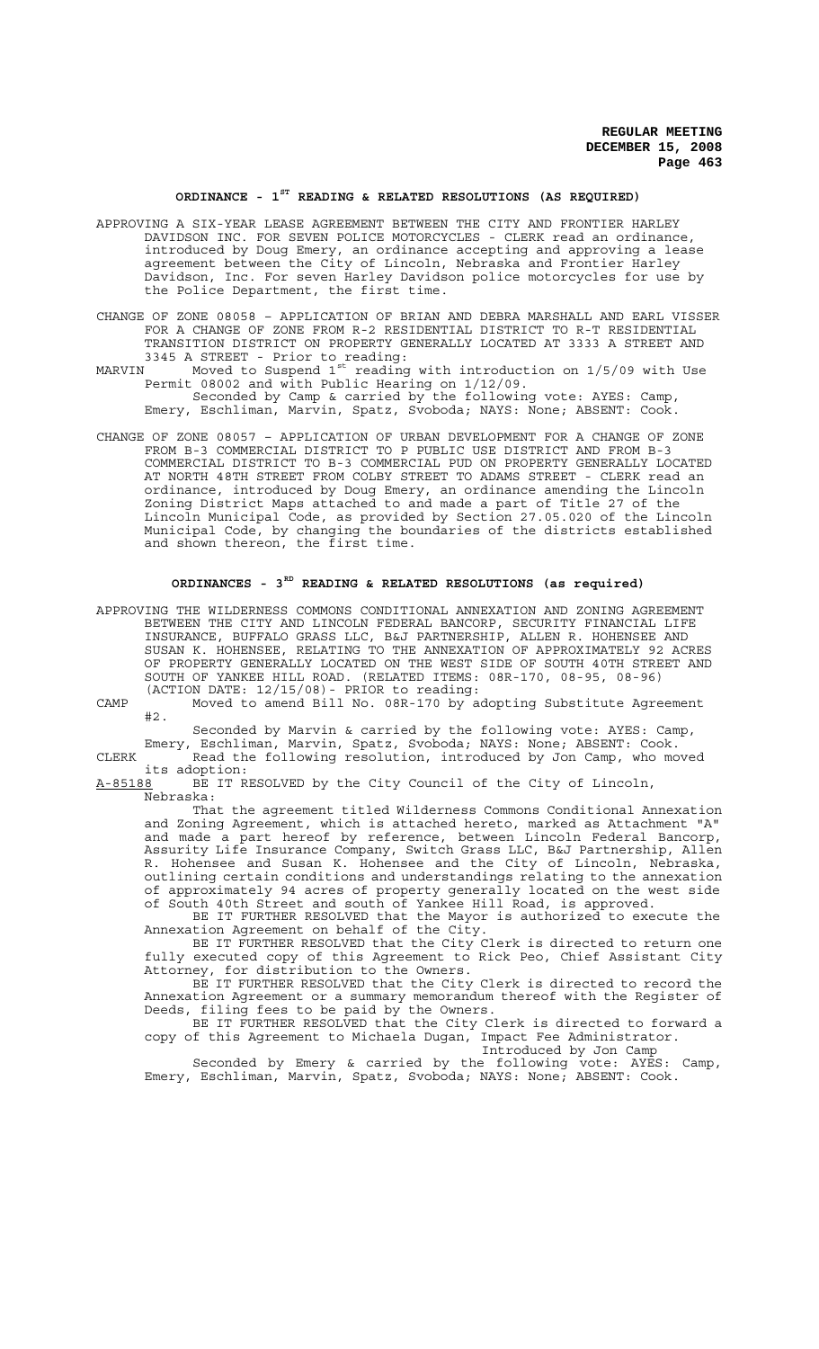## ORDINANCE - 1ST READING & RELATED RESOLUTIONS (AS REQUIRED)

APPROVING A SIX-YEAR LEASE AGREEMENT BETWEEN THE CITY AND FRONTIER HARLEY DAVIDSON INC. FOR SEVEN POLICE MOTORCYCLES - CLERK read an ordinance, introduced by Doug Emery, an ordinance accepting and approving a lease agreement between the City of Lincoln, Nebraska and Frontier Harley Davidson, Inc. For seven Harley Davidson police motorcycles for use by the Police Department, the first time.

CHANGE OF ZONE 08058 – APPLICATION OF BRIAN AND DEBRA MARSHALL AND EARL VISSER FOR A CHANGE OF ZONE FROM R-2 RESIDENTIAL DISTRICT TO R-T RESIDENTIAL TRANSITION DISTRICT ON PROPERTY GENERALLY LOCATED AT 3333 A STREET AND 3345 A STREET - Prior to reading:

MARVIN Moved to Suspend 1st reading with introduction on 1/5/09 with Use Permit 08002 and with Public Hearing on 1/12/09.

Seconded by Camp & carried by the following vote: AYES: Camp, Emery, Eschliman, Marvin, Spatz, Svoboda; NAYS: None; ABSENT: Cook.

CHANGE OF ZONE 08057 – APPLICATION OF URBAN DEVELOPMENT FOR A CHANGE OF ZONE FROM B-3 COMMERCIAL DISTRICT TO P PUBLIC USE DISTRICT AND FROM B-3 COMMERCIAL DISTRICT TO B-3 COMMERCIAL PUD ON PROPERTY GENERALLY LOCATED AT NORTH 48TH STREET FROM COLBY STREET TO ADAMS STREET - CLERK read an ordinance, introduced by Doug Emery, an ordinance amending the Lincoln Zoning District Maps attached to and made a part of Title 27 of the Lincoln Municipal Code, as provided by Section 27.05.020 of the Lincoln Municipal Code, by changing the boundaries of the districts established and shown thereon, the first time.

## ORDINANCES - 3RD READING & RELATED RESOLUTIONS (as required)

APPROVING THE WILDERNESS COMMONS CONDITIONAL ANNEXATION AND ZONING AGREEMENT BETWEEN THE CITY AND LINCOLN FEDERAL BANCORP, SECURITY FINANCIAL LIFE INSURANCE, BUFFALO GRASS LLC, B&J PARTNERSHIP, ALLEN R. HOHENSEE AND SUSAN K. HOHENSEE, RELATING TO THE ANNEXATION OF APPROXIMATELY 92 ACRES OF PROPERTY GENERALLY LOCATED ON THE WEST SIDE OF SOUTH 40TH STREET AND SOUTH OF YANKEE HILL ROAD. (RELATED ITEMS: 08R-170, 08-95, 08-96) (ACTION DATE: 12/15/08)- PRIOR to reading:

CAMP Moved to amend Bill No. 08R-170 by adopting Substitute Agreement #2.

Seconded by Marvin & carried by the following vote: AYES: Camp, Emery, Eschliman, Marvin, Spatz, Svoboda; NAYS: None; ABSENT: Cook.

CLERK Read the following resolution, introduced by Jon Camp, who moved its adoption:

A-85188 BE IT RESOLVED by the City Council of the City of Lincoln, Nebraska:

That the agreement titled Wilderness Commons Conditional Annexation and Zoning Agreement, which is attached hereto, marked as Attachment "A" and made a part hereof by reference, between Lincoln Federal Bancorp, Assurity Life Insurance Company, Switch Grass LLC, B&J Partnership, Allen R. Hohensee and Susan K. Hohensee and the City of Lincoln, Nebraska, outlining certain conditions and understandings relating to the annexation of approximately 94 acres of property generally located on the west side of South 40th Street and south of Yankee Hill Road, is approved.

BE IT FURTHER RESOLVED that the Mayor is authorized to execute the Annexation Agreement on behalf of the City.

BE IT FURTHER RESOLVED that the City Clerk is directed to return one fully executed copy of this Agreement to Rick Peo, Chief Assistant City Attorney, for distribution to the Owners.

BE IT FURTHER RESOLVED that the City Clerk is directed to record the Annexation Agreement or a summary memorandum thereof with the Register of Deeds, filing fees to be paid by the Owners.

BE IT FURTHER RESOLVED that the City Clerk is directed to forward a copy of this Agreement to Michaela Dugan, Impact Fee Administrator.

Introduced by Jon Camp

Seconded by Emery & carried by the following vote: AYES: Camp, Emery, Eschliman, Marvin, Spatz, Svoboda; NAYS: None; ABSENT: Cook.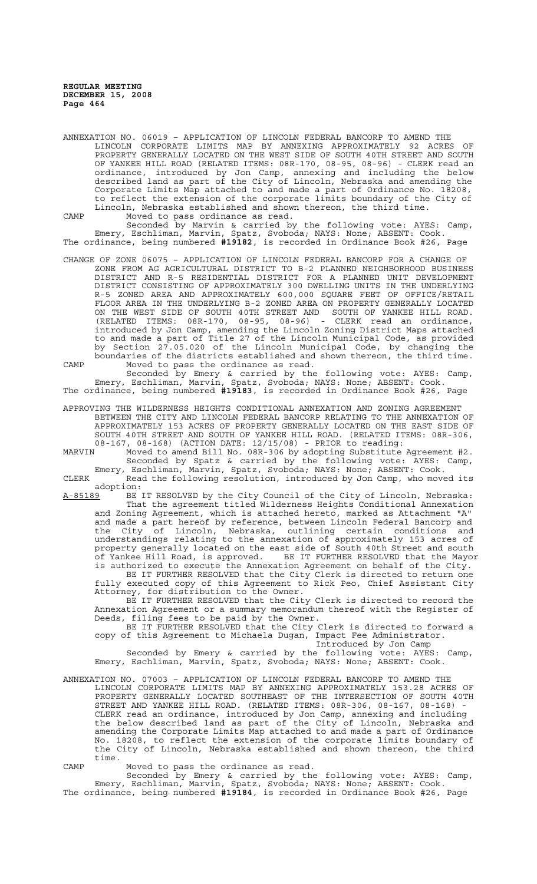ANNEXATION NO. 06019 – APPLICATION OF LINCOLN FEDERAL BANCORP TO AMEND THE LINCOLN CORPORATE LIMITS MAP BY ANNEXING APPROXIMATELY 92 ACRES OF PROPERTY GENERALLY LOCATED ON THE WEST SIDE OF SOUTH 40TH STREET AND SOUTH OF YANKEE HILL ROAD (RELATED ITEMS: 08R-170, 08-95, 08-96) - CLERK read an ordinance, introduced by Jon Camp, annexing and including the below described land as part of the City of Lincoln, Nebraska and amending the Corporate Limits Map attached to and made a part of Ordinance No. 18208, to reflect the extension of the corporate limits boundary of the City of Lincoln, Nebraska established and shown thereon, the third time.

CAMP Moved to pass ordinance as read.

Seconded by Marvin & carried by the following vote: AYES: Camp, Emery, Eschliman, Marvin, Spatz, Svoboda; NAYS: None; ABSENT: Cook.

The ordinance, being numbered **#19182**, is recorded in Ordinance Book #26, Page

CHANGE OF ZONE 06075 – APPLICATION OF LINCOLN FEDERAL BANCORP FOR A CHANGE OF ZONE FROM AG AGRICULTURAL DISTRICT TO B-2 PLANNED NEIGHBORHOOD BUSINESS DISTRICT AND R-5 RESIDENTIAL DISTRICT FOR A PLANNED UNIT DEVELOPMENT DISTRICT CONSISTING OF APPROXIMATELY 300 DWELLING UNITS IN THE UNDERLYING R-5 ZONED AREA AND APPROXIMATELY 600,000 SQUARE FEET OF OFFICE/RETAIL FLOOR AREA IN THE UNDERLYING B-2 ZONED AREA ON PROPERTY GENERALLY LOCATED ON THE WEST SIDE OF SOUTH 40TH STREET AND SOUTH OF YANKEE HILL ROAD. (RELATED ITEMS: 08R-170, 08-95, 08-96) - CLERK read an ordinance, introduced by Jon Camp, amending the Lincoln Zoning District Maps attached to and made a part of Title 27 of the Lincoln Municipal Code, as provided by Section 27.05.020 of the Lincoln Municipal Code, by changing the boundaries of the districts established and shown thereon, the third time.

CAMP Moved to pass the ordinance as read.

Seconded by Emery & carried by the following vote: AYES: Camp, Emery, Eschliman, Marvin, Spatz, Svoboda; NAYS: None; ABSENT: Cook.

The ordinance, being numbered **#19183**, is recorded in Ordinance Book #26, Page

APPROVING THE WILDERNESS HEIGHTS CONDITIONAL ANNEXATION AND ZONING AGREEMENT BETWEEN THE CITY AND LINCOLN FEDERAL BANCORP RELATING TO THE ANNEXATION OF APPROXIMATELY 153 ACRES OF PROPERTY GENERALLY LOCATED ON THE EAST SIDE OF SOUTH 40TH STREET AND SOUTH OF YANKEE HILL ROAD. (RELATED ITEMS: 08R-306, 08-167, 08-168) (ACTION DATE: 12/15/08) - PRIOR to reading:

MARVIN Moved to amend Bill No. 08R-306 by adopting Substitute Agreement #2.

Seconded by Spatz & carried by the following vote: AYES: Camp, Emery, Eschliman, Marvin, Spatz, Svoboda; NAYS: None; ABSENT: Cook.

CLERK Read the following resolution, introduced by Jon Camp, who moved its adoption:

A-85189 BE IT RESOLVED by the City Council of the City of Lincoln, Nebraska:

That the agreement titled Wilderness Heights Conditional Annexation and Zoning Agreement, which is attached hereto, marked as Attachment "A" and made a part hereof by reference, between Lincoln Federal Bancorp and the City of Lincoln, Nebraska, outlining certain conditions and understandings relating to the annexation of approximately 153 acres of property generally located on the east side of South 40th Street and south of Yankee Hill Road, is approved. BE IT FURTHER RESOLVED that the Mayor is authorized to execute the Annexation Agreement on behalf of the City.

BE IT FURTHER RESOLVED that the City Clerk is directed to return one fully executed copy of this Agreement to Rick Peo, Chief Assistant City Attorney, for distribution to the Owner.

BE IT FURTHER RESOLVED that the City Clerk is directed to record the Annexation Agreement or a summary memorandum thereof with the Register of Deeds, filing fees to be paid by the Owner.

BE IT FURTHER RESOLVED that the City Clerk is directed to forward a copy of this Agreement to Michaela Dugan, Impact Fee Administrator.

Introduced by Jon Camp

Seconded by Emery & carried by the following vote: AYES: Camp, Emery, Eschliman, Marvin, Spatz, Svoboda; NAYS: None; ABSENT: Cook.

ANNEXATION NO. 07003 – APPLICATION OF LINCOLN FEDERAL BANCORP TO AMEND THE LINCOLN CORPORATE LIMITS MAP BY ANNEXING APPROXIMATELY 153.28 ACRES OF PROPERTY GENERALLY LOCATED SOUTHEAST OF THE INTERSECTION OF SOUTH 40TH STREET AND YANKEE HILL ROAD. (RELATED ITEMS: 08R-306, 08-167, 08-168) - CLERK read an ordinance, introduced by Jon Camp, annexing and including the below described land as part of the City of Lincoln, Nebraska and amending the Corporate Limits Map attached to and made a part of Ordinance No. 18208, to reflect the extension of the corporate limits boundary of the City of Lincoln, Nebraska established and shown thereon, the third time.

CAMP Moved to pass the ordinance as read.

Seconded by Emery & carried by the following vote: AYES: Camp, Emery, Eschliman, Marvin, Spatz, Svoboda; NAYS: None; ABSENT: Cook.

The ordinance, being numbered **#19184**, is recorded in Ordinance Book #26, Page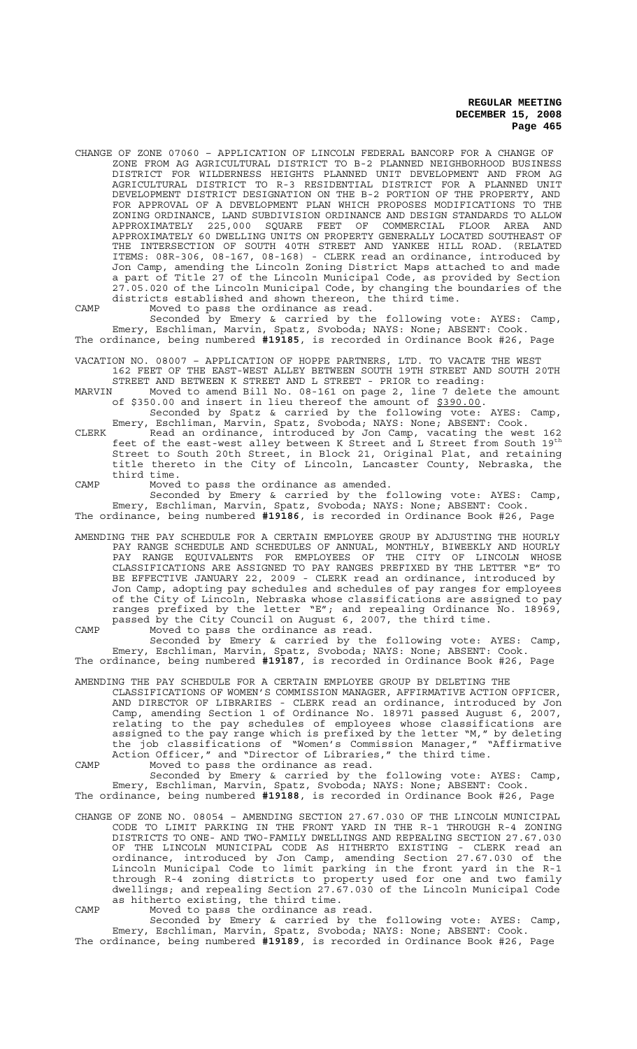CHANGE OF ZONE 07060 – APPLICATION OF LINCOLN FEDERAL BANCORP FOR A CHANGE OF ZONE FROM AG AGRICULTURAL DISTRICT TO B-2 PLANNED NEIGHBORHOOD BUSINESS DISTRICT FOR WILDERNESS HEIGHTS PLANNED UNIT DEVELOPMENT AND FROM AG AGRICULTURAL DISTRICT TO R-3 RESIDENTIAL DISTRICT FOR A PLANNED UNIT DEVELOPMENT DISTRICT DESIGNATION ON THE B-2 PORTION OF THE PROPERTY, AND FOR APPROVAL OF A DEVELOPMENT PLAN WHICH PROPOSES MODIFICATIONS TO THE ZONING ORDINANCE, LAND SUBDIVISION ORDINANCE AND DESIGN STANDARDS TO ALLOW APPROXIMATELY 225,000 SQUARE FEET OF COMMERCIAL FLOOR AREA AND APPROXIMATELY 60 DWELLING UNITS ON PROPERTY GENERALLY LOCATED SOUTHEAST OF THE INTERSECTION OF SOUTH 40TH STREET AND YANKEE HILL ROAD. (RELATED ITEMS: 08R-306, 08-167, 08-168) - CLERK read an ordinance, introduced by Jon Camp, amending the Lincoln Zoning District Maps attached to and made a part of Title 27 of the Lincoln Municipal Code, as provided by Section 27.05.020 of the Lincoln Municipal Code, by changing the boundaries of the districts established and shown thereon, the third time.

CAMP Moved to pass the ordinance as read.

Seconded by Emery & carried by the following vote: AYES: Camp, Emery, Eschliman, Marvin, Spatz, Svoboda; NAYS: None; ABSENT: Cook.

The ordinance, being numbered **#19185**, is recorded in Ordinance Book #26, Page

VACATION NO. 08007 – APPLICATION OF HOPPE PARTNERS, LTD. TO VACATE THE WEST 162 FEET OF THE EAST-WEST ALLEY BETWEEN SOUTH 19TH STREET AND SOUTH 20TH STREET AND BETWEEN K STREET AND L STREET - PRIOR to reading:

MARVIN Moved to amend Bill No. 08-161 on page 2, line 7 delete the amount of \$350.00 and insert in lieu thereof the amount of \$390.00.

Seconded by Spatz & carried by the following vote: AYES: Camp, Emery, Eschliman, Marvin, Spatz, Svoboda; NAYS: None; ABSENT: Cook.

CLERK Read an ordinance, introduced by Jon Camp, vacating the west 162 feet of the east-west alley between K Street and L Street from South 19th Street to South 20th Street, in Block 21, Original Plat, and retaining title thereto in the City of Lincoln, Lancaster County, Nebraska, the third time.

CAMP Moved to pass the ordinance as amended.

Seconded by Emery & carried by the following vote: AYES: Camp, Emery, Eschliman, Marvin, Spatz, Svoboda; NAYS: None; ABSENT: Cook.

The ordinance, being numbered **#19186**, is recorded in Ordinance Book #26, Page

AMENDING THE PAY SCHEDULE FOR A CERTAIN EMPLOYEE GROUP BY ADJUSTING THE HOURLY PAY RANGE SCHEDULE AND SCHEDULES OF ANNUAL, MONTHLY, BIWEEKLY AND HOURLY PAY RANGE EQUIVALENTS FOR EMPLOYEES OF THE CITY OF LINCOLN WHOSE CLASSIFICATIONS ARE ASSIGNED TO PAY RANGES PREFIXED BY THE LETTER "E" TO BE EFFECTIVE JANUARY 22, 2009 - CLERK read an ordinance, introduced by Jon Camp, adopting pay schedules and schedules of pay ranges for employees of the City of Lincoln, Nebraska whose classifications are assigned to pay ranges prefixed by the letter "E"; and repealing Ordinance No. 18969, passed by the City Council on August 6, 2007, the third time.

CAMP Moved to pass the ordinance as read.

Seconded by Emery & carried by the following vote: AYES: Camp, Emery, Eschliman, Marvin, Spatz, Svoboda; NAYS: None; ABSENT: Cook.

The ordinance, being numbered **#19187**, is recorded in Ordinance Book #26, Page

AMENDING THE PAY SCHEDULE FOR A CERTAIN EMPLOYEE GROUP BY DELETING THE CLASSIFICATIONS OF WOMEN'S COMMISSION MANAGER, AFFIRMATIVE ACTION OFFICER, AND DIRECTOR OF LIBRARIES - CLERK read an ordinance, introduced by Jon Camp, amending Section 1 of Ordinance No. 18971 passed August 6, 2007, relating to the pay schedules of employees whose classifications are assigned to the pay range which is prefixed by the letter "M," by deleting the job classifications of "Women's Commission Manager," "Affirmative Action Officer," and "Director of Libraries," the third time.

CAMP Moved to pass the ordinance as read.

Seconded by Emery & carried by the following vote: AYES: Camp, Emery, Eschliman, Marvin, Spatz, Svoboda; NAYS: None; ABSENT: Cook.

The ordinance, being numbered **#19188**, is recorded in Ordinance Book #26, Page

CHANGE OF ZONE NO. 08054 – AMENDING SECTION 27.67.030 OF THE LINCOLN MUNICIPAL CODE TO LIMIT PARKING IN THE FRONT YARD IN THE R-1 THROUGH R-4 ZONING DISTRICTS TO ONE- AND TWO-FAMILY DWELLINGS AND REPEALING SECTION 27.67.030 OF THE LINCOLN MUNICIPAL CODE AS HITHERTO EXISTING - CLERK read an ordinance, introduced by Jon Camp, amending Section 27.67.030 of the Lincoln Municipal Code to limit parking in the front yard in the R-1 through R-4 zoning districts to property used for one and two family dwellings; and repealing Section 27.67.030 of the Lincoln Municipal Code as hitherto existing, the third time.

CAMP Moved to pass the ordinance as read.

Seconded by Emery & carried by the following vote: AYES: Camp, Emery, Eschliman, Marvin, Spatz, Svoboda; NAYS: None; ABSENT: Cook.

The ordinance, being numbered **#19189**, is recorded in Ordinance Book #26, Page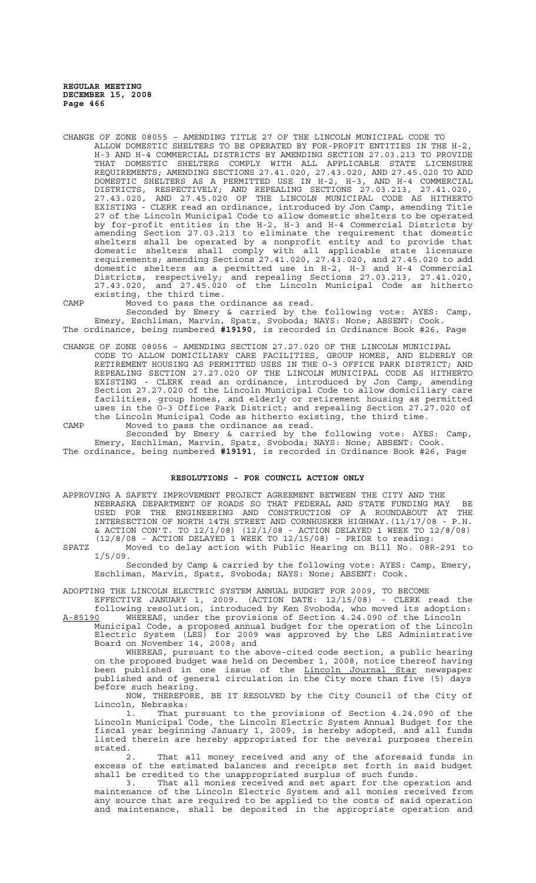CHANGE OF ZONE 08055 – AMENDING TITLE 27 OF THE LINCOLN MUNICIPAL CODE TO ALLOW DOMESTIC SHELTERS TO BE OPERATED BY FOR-PROFIT ENTITIES IN THE H-2, H-3 AND H-4 COMMERCIAL DISTRICTS BY AMENDING SECTION 27.03.213 TO PROVIDE THAT DOMESTIC SHELTERS COMPLY WITH ALL APPLICABLE STATE LICENSURE REQUIREMENTS; AMENDING SECTIONS 27.41.020, 27.43.020, AND 27.45.020 TO ADD DOMESTIC SHELTERS AS A PERMITTED USE IN H-2, H-3, AND H-4 COMMERCIAL DISTRICTS, RESPECTIVELY; AND REPEALING SECTIONS 27.03.213, 27.41.020, 27.43.020, AND 27.45.020 OF THE LINCOLN MUNICIPAL CODE AS HITHERTO EXISTING - CLERK read an ordinance, introduced by Jon Camp, amending Title 27 of the Lincoln Municipal Code to allow domestic shelters to be operated by for-profit entities in the H-2, H-3 and H-4 Commercial Districts by amending Section 27.03.213 to eliminate the requirement that domestic shelters shall be operated by a nonprofit entity and to provide that domestic shelters shall comply with all applicable state licensure requirements; amending Sections 27.41.020, 27.43.020, and 27.45.020 to add domestic shelters as a permitted use in H-2, H-3 and H-4 Commercial Districts, respectively; and repealing Sections 27.03.213, 27.41.020, 27.43.020, and 27.45.020 of the Lincoln Municipal Code as hitherto existing, the third time.

CAMP Moved to pass the ordinance as read.

Seconded by Emery & carried by the following vote: AYES: Camp, Emery, Eschliman, Marvin, Spatz, Svoboda; NAYS: None; ABSENT: Cook.

The ordinance, being numbered **#19190**, is recorded in Ordinance Book #26, Page

CHANGE OF ZONE 08056 – AMENDING SECTION 27.27.020 OF THE LINCOLN MUNICIPAL CODE TO ALLOW DOMICILIARY CARE FACILITIES, GROUP HOMES, AND ELDERLY OR RETIREMENT HOUSING AS PERMITTED USES IN THE O-3 OFFICE PARK DISTRICT; AND REPEALING SECTION 27.27.020 OF THE LINCOLN MUNICIPAL CODE AS HITHERTO EXISTING - CLERK read an ordinance, introduced by Jon Camp, amending Section 27.27.020 of the Lincoln Municipal Code to allow domiciliary care facilities, group homes, and elderly or retirement housing as permitted uses in the O-3 Office Park District; and repealing Section 27.27.020 of the Lincoln Municipal Code as hitherto existing, the third time.

CAMP Moved to pass the ordinance as read.

Seconded by Emery & carried by the following vote: AYES: Camp, Emery, Eschliman, Marvin, Spatz, Svoboda; NAYS: None; ABSENT: Cook.

The ordinance, being numbered **#19191**, is recorded in Ordinance Book #26, Page

## RESOLUTIONS - FOR COUNCIL ACTION ONLY

APPROVING A SAFETY IMPROVEMENT PROJECT AGREEMENT BETWEEN THE CITY AND THE NEBRASKA DEPARTMENT OF ROADS SO THAT FEDERAL AND STATE FUNDING MAY BE USED FOR THE ENGINEERING AND CONSTRUCTION OF A ROUNDABOUT AT THE INTERSECTION OF NORTH 14TH STREET AND CORNHUSKER HIGHWAY.(11/17/08 - P.H. & ACTION CON'T. TO 12/1/08) (12/1/08 - ACTION DELAYED 1 WEEK TO 12/8/08) (12/8/08 - ACTION DELAYED 1 WEEK TO 12/15/08) - PRIOR to reading:

SPATZ Moved to delay action with Public Hearing on Bill No. 08R-291 to 1/5/09.

Seconded by Camp & carried by the following vote: AYES: Camp, Emery, Eschliman, Marvin, Spatz, Svoboda; NAYS: None; ABSENT: Cook.

ADOPTING THE LINCOLN ELECTRIC SYSTEM ANNUAL BUDGET FOR 2009, TO BECOME EFFECTIVE JANUARY 1, 2009. (ACTION DATE: 12/15/08) - CLERK read the following resolution, introduced by Ken Svoboda, who moved its adoption:

A-85190 WHEREAS, under the provisions of Section 4.24.090 of the Lincoln Municipal Code, a proposed annual budget for the operation of the Lincoln Electric System (LES) for 2009 was approved by the LES Administrative Board on November 14, 2008; and

WHEREAS, pursuant to the above-cited code section, a public hearing on the proposed budget was held on December 1, 2008, notice thereof having been published in one issue of the Lincoln Journal Star newspaper published and of general circulation in the City more than five (5) days before such hearing.

NOW, THEREFORE, BE IT RESOLVED by the City Council of the City of Lincoln, Nebraska:

1. That pursuant to the provisions of Section 4.24.090 of the Lincoln Municipal Code, the Lincoln Electric System Annual Budget for the fiscal year beginning January 1, 2009, is hereby adopted, and all funds listed therein are hereby appropriated for the several purposes therein stated.

2. That all money received and any of the aforesaid funds in excess of the estimated balances and receipts set forth in said budget shall be credited to the unappropriated surplus of such funds.

3. That all monies received and set apart for the operation and maintenance of the Lincoln Electric System and all monies received from any source that are required to be applied to the costs of said operation and maintenance, shall be deposited in the appropriate operation and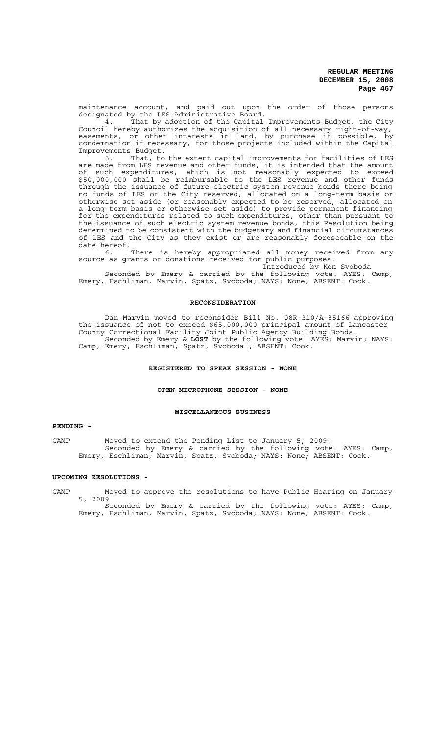maintenance account, and paid out upon the order of those persons designated by the LES Administrative Board.

4. That by adoption of the Capital Improvements Budget, the City Council hereby authorizes the acquisition of all necessary right-of-way, easements, or other interests in land, by purchase if possible, by condemnation if necessary, for those projects included within the Capital Improvements Budget.

5. That, to the extent capital improvements for facilities of LES are made from LES revenue and other funds, it is intended that the amount of such expenditures, which is not reasonably expected to exceed $50,000,000 shall be reimbursable to the LES revenue and other funds through the issuance of future electric system revenue bonds there being no funds of LES or the City reserved, allocated on a long-term basis or otherwise set aside (or reasonably expected to be reserved, allocated on a long-term basis or otherwise set aside) to provide permanent financing for the expenditures related to such expenditures, other than pursuant to the issuance of such electric system revenue bonds, this Resolution being determined to be consistent with the budgetary and financial circumstances of LES and the City as they exist or are reasonably foreseeable on the date hereof.

6. There is hereby appropriated all money received from any source as grants or donations received for public purposes.

Introduced by Ken Svoboda

Seconded by Emery & carried by the following vote: AYES: Camp, Emery, Eschliman, Marvin, Spatz, Svoboda; NAYS: None; ABSENT: Cook.

## RECONSIDERATION

Dan Marvin moved to reconsider Bill No. 08R-310/A-85166 approving the issuance of not to exceed $65,000,000 principal amount of Lancaster County Correctional Facility Joint Public Agency Building Bonds.

Seconded by Emery & **LOST** by the following vote: AYES: Marvin; NAYS: Camp, Emery, Eschliman, Spatz, Svoboda ; ABSENT: Cook.

## REGISTERED TO SPEAK SESSION - NONE

## OPEN MICROPHONE SESSION - NONE

## MISCELLANEOUS BUSINESS

**PENDING -**

CAMP Moved to extend the Pending List to January 5, 2009.
Seconded by Emery & carried by the following vote: AYES: Camp, Emery, Eschliman, Marvin, Spatz, Svoboda; NAYS: None; ABSENT: Cook.

**UPCOMING RESOLUTIONS -**

CAMP Moved to approve the resolutions to have Public Hearing on January 5, 2009
Seconded by Emery & carried by the following vote: AYES: Camp, Emery, Eschliman, Marvin, Spatz, Svoboda; NAYS: None; ABSENT: Cook.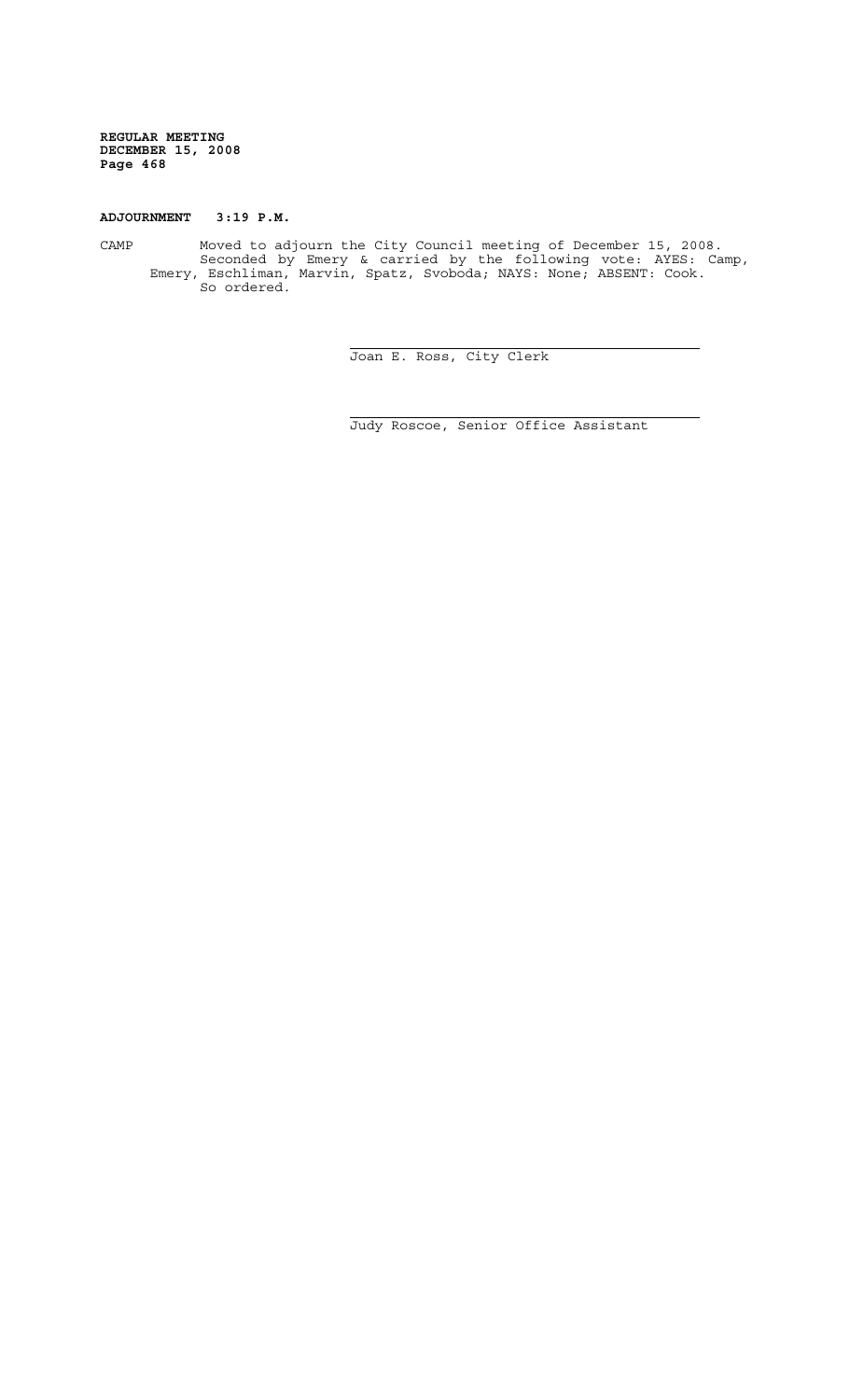**ADJOURNMENT 3:19 P.M.**

CAMP Moved to adjourn the City Council meeting of December 15, 2008. Seconded by Emery & carried by the following vote: AYES: Camp, Emery, Eschliman, Marvin, Spatz, Svoboda; NAYS: None; ABSENT: Cook. So ordered.

Joan E. Ross, City Clerk

Judy Roscoe, Senior Office Assistant